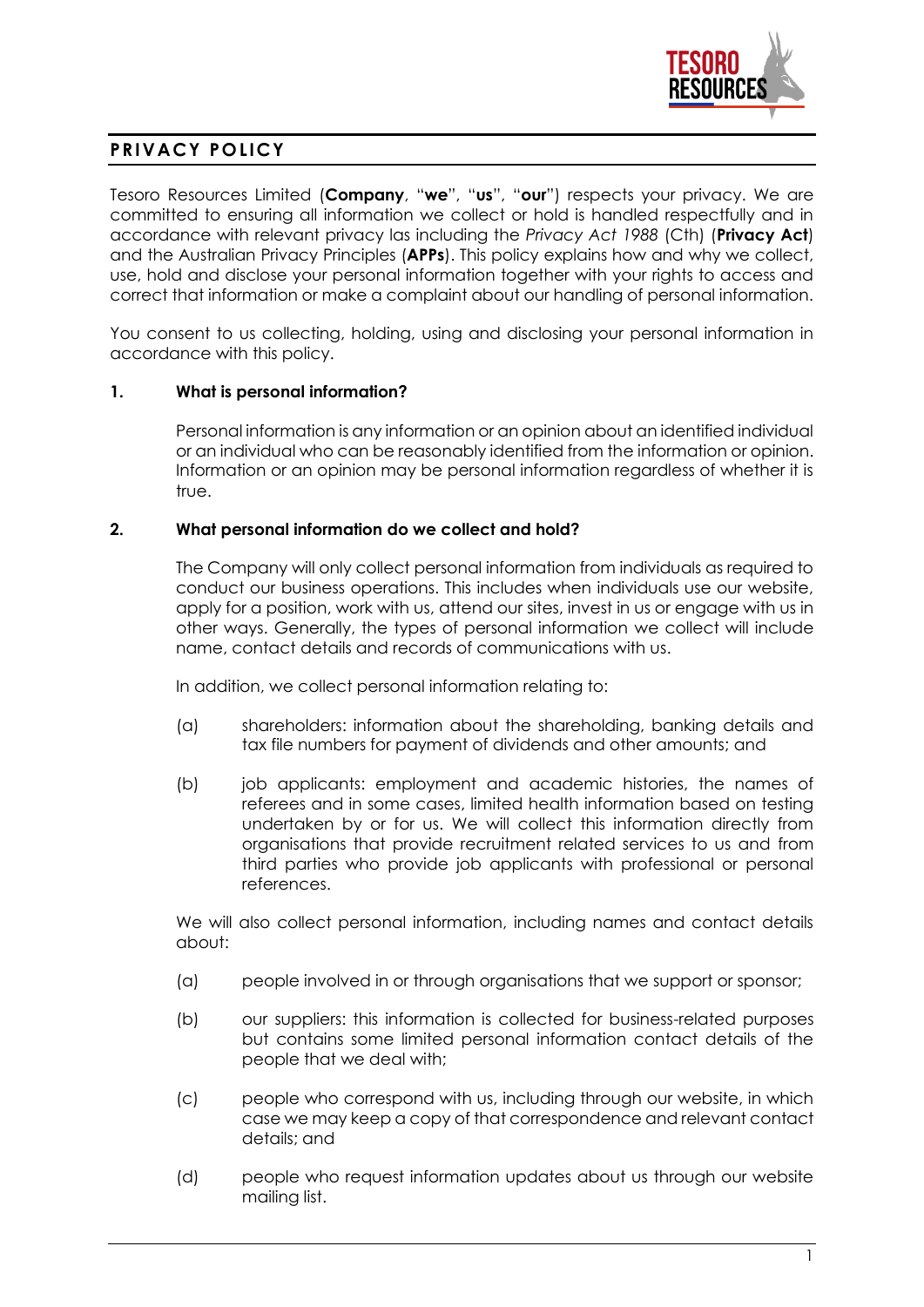# PRIVACY POLICY

Tesoro Resources Limited (**Company**, "**we**", "**us**", "**our**") respects your privacy. We are committed to ensuring all information we collect or hold is handled respectfully and in accordance with relevant privacy las including the *Privacy Act 1988* (Cth) (**Privacy Act**) and the Australian Privacy Principles (**APPs**). This policy explains how and why we collect, use, hold and disclose your personal information together with your rights to access and correct that information or make a complaint about our handling of personal information.

You consent to us collecting, holding, using and disclosing your personal information in accordance with this policy.

## 1. What is personal information?

Personal information is any information or an opinion about an identified individual or an individual who can be reasonably identified from the information or opinion. Information or an opinion may be personal information regardless of whether it is true.

## 2. What personal information do we collect and hold?

The Company will only collect personal information from individuals as required to conduct our business operations. This includes when individuals use our website, apply for a position, work with us, attend our sites, invest in us or engage with us in other ways. Generally, the types of personal information we collect will include name, contact details and records of communications with us.

In addition, we collect personal information relating to:

(a) shareholders: information about the shareholding, banking details and tax file numbers for payment of dividends and other amounts; and

(b) job applicants: employment and academic histories, the names of referees and in some cases, limited health information based on testing undertaken by or for us. We will collect this information directly from organisations that provide recruitment related services to us and from third parties who provide job applicants with professional or personal references.

We will also collect personal information, including names and contact details about:

(a) people involved in or through organisations that we support or sponsor;

(b) our suppliers: this information is collected for business-related purposes but contains some limited personal information contact details of the people that we deal with;

(c) people who correspond with us, including through our website, in which case we may keep a copy of that correspondence and relevant contact details; and

(d) people who request information updates about us through our website mailing list.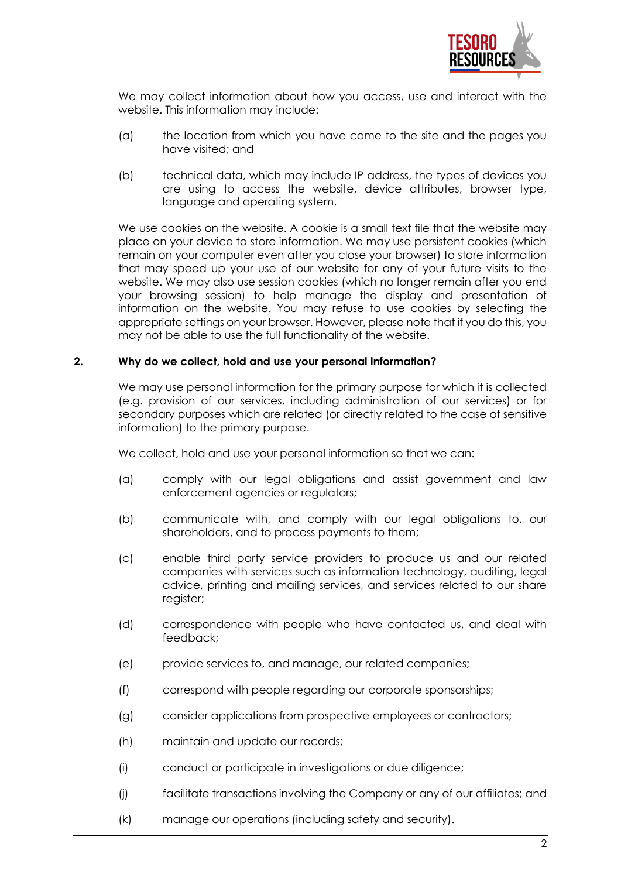We may collect information about how you access, use and interact with the website. This information may include:

(a) the location from which you have come to the site and the pages you have visited; and

(b) technical data, which may include IP address, the types of devices you are using to access the website, device attributes, browser type, language and operating system.

We use cookies on the website. A cookie is a small text file that the website may place on your device to store information. We may use persistent cookies (which remain on your computer even after you close your browser) to store information that may speed up your use of our website for any of your future visits to the website. We may also use session cookies (which no longer remain after you end your browsing session) to help manage the display and presentation of information on the website. You may refuse to use cookies by selecting the appropriate settings on your browser. However, please note that if you do this, you may not be able to use the full functionality of the website.

## 2. Why do we collect, hold and use your personal information?

We may use personal information for the primary purpose for which it is collected (e.g. provision of our services, including administration of our services) or for secondary purposes which are related (or directly related to the case of sensitive information) to the primary purpose.

We collect, hold and use your personal information so that we can:

(a) comply with our legal obligations and assist government and law enforcement agencies or regulators;

(b) communicate with, and comply with our legal obligations to, our shareholders, and to process payments to them;

(c) enable third party service providers to produce us and our related companies with services such as information technology, auditing, legal advice, printing and mailing services, and services related to our share register;

(d) correspondence with people who have contacted us, and deal with feedback;

(e) provide services to, and manage, our related companies;

(f) correspond with people regarding our corporate sponsorships;

(g) consider applications from prospective employees or contractors;

(h) maintain and update our records;

(i) conduct or participate in investigations or due diligence;

(j) facilitate transactions involving the Company or any of our affiliates; and

(k) manage our operations (including safety and security).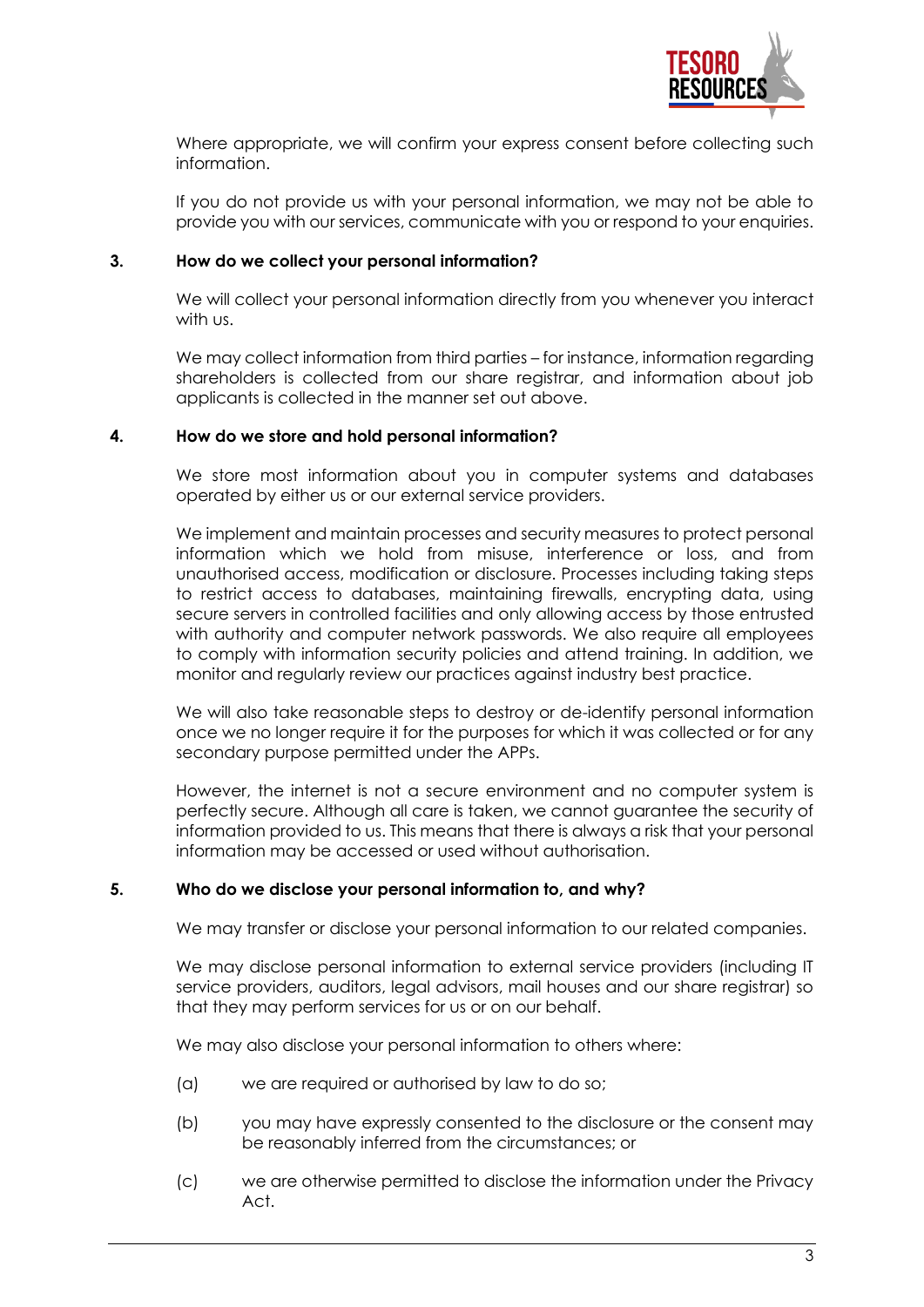Where appropriate, we will confirm your express consent before collecting such information.

If you do not provide us with your personal information, we may not be able to provide you with our services, communicate with you or respond to your enquiries.

## 3. How do we collect your personal information?

We will collect your personal information directly from you whenever you interact with us.

We may collect information from third parties – for instance, information regarding shareholders is collected from our share registrar, and information about job applicants is collected in the manner set out above.

## 4. How do we store and hold personal information?

We store most information about you in computer systems and databases operated by either us or our external service providers.

We implement and maintain processes and security measures to protect personal information which we hold from misuse, interference or loss, and from unauthorised access, modification or disclosure. Processes including taking steps to restrict access to databases, maintaining firewalls, encrypting data, using secure servers in controlled facilities and only allowing access by those entrusted with authority and computer network passwords. We also require all employees to comply with information security policies and attend training. In addition, we monitor and regularly review our practices against industry best practice.

We will also take reasonable steps to destroy or de-identify personal information once we no longer require it for the purposes for which it was collected or for any secondary purpose permitted under the APPs.

However, the internet is not a secure environment and no computer system is perfectly secure. Although all care is taken, we cannot guarantee the security of information provided to us. This means that there is always a risk that your personal information may be accessed or used without authorisation.

## 5. Who do we disclose your personal information to, and why?

We may transfer or disclose your personal information to our related companies.

We may disclose personal information to external service providers (including IT service providers, auditors, legal advisors, mail houses and our share registrar) so that they may perform services for us or on our behalf.

We may also disclose your personal information to others where:

(a) we are required or authorised by law to do so;

(b) you may have expressly consented to the disclosure or the consent may be reasonably inferred from the circumstances; or

(c) we are otherwise permitted to disclose the information under the Privacy Act.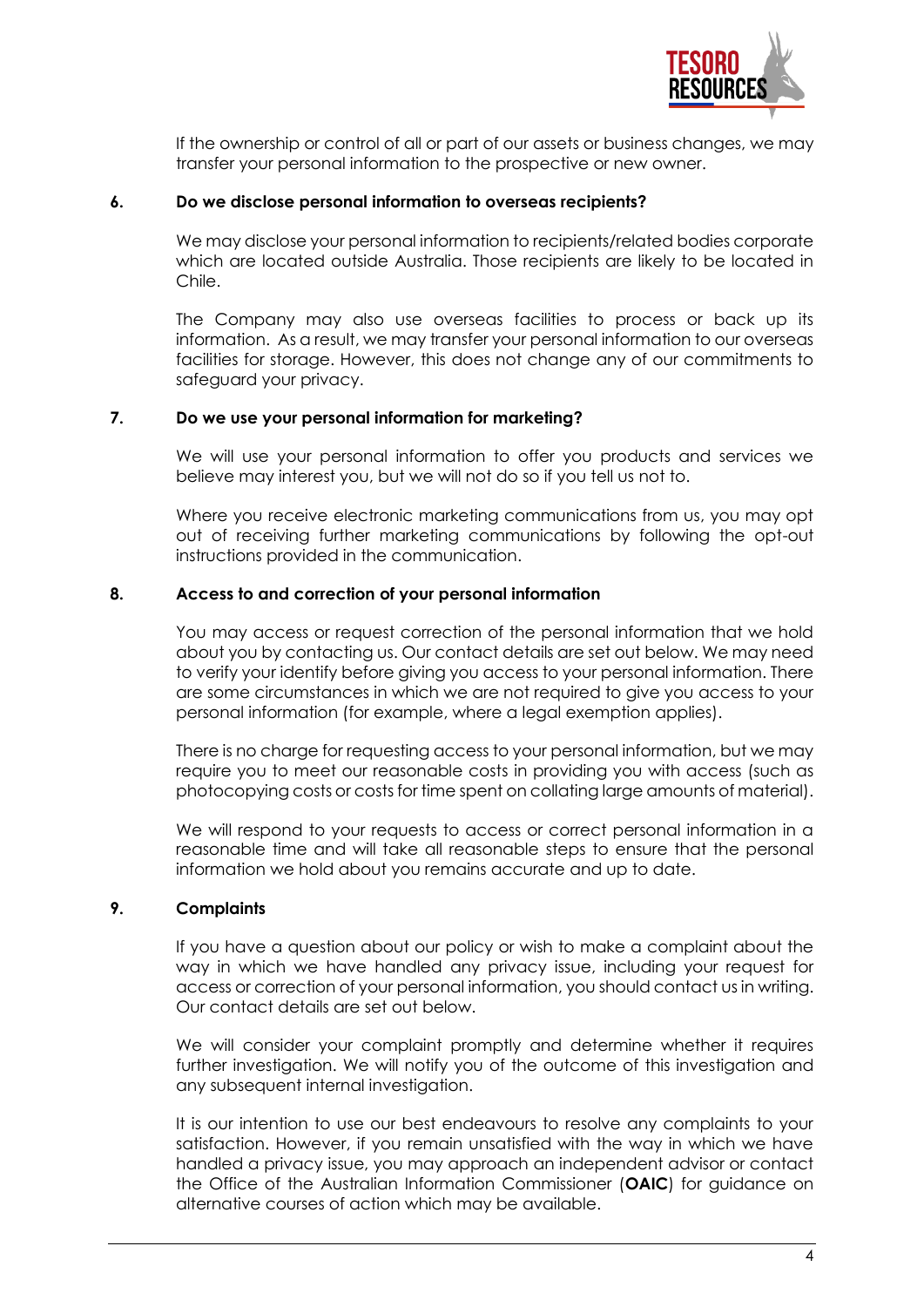If the ownership or control of all or part of our assets or business changes, we may transfer your personal information to the prospective or new owner.

## 6. Do we disclose personal information to overseas recipients?

We may disclose your personal information to recipients/related bodies corporate which are located outside Australia. Those recipients are likely to be located in Chile.

The Company may also use overseas facilities to process or back up its information. As a result, we may transfer your personal information to our overseas facilities for storage. However, this does not change any of our commitments to safeguard your privacy.

## 7. Do we use your personal information for marketing?

We will use your personal information to offer you products and services we believe may interest you, but we will not do so if you tell us not to.

Where you receive electronic marketing communications from us, you may opt out of receiving further marketing communications by following the opt-out instructions provided in the communication.

## 8. Access to and correction of your personal information

You may access or request correction of the personal information that we hold about you by contacting us. Our contact details are set out below. We may need to verify your identify before giving you access to your personal information. There are some circumstances in which we are not required to give you access to your personal information (for example, where a legal exemption applies).

There is no charge for requesting access to your personal information, but we may require you to meet our reasonable costs in providing you with access (such as photocopying costs or costs for time spent on collating large amounts of material).

We will respond to your requests to access or correct personal information in a reasonable time and will take all reasonable steps to ensure that the personal information we hold about you remains accurate and up to date.

## 9. Complaints

If you have a question about our policy or wish to make a complaint about the way in which we have handled any privacy issue, including your request for access or correction of your personal information, you should contact us in writing. Our contact details are set out below.

We will consider your complaint promptly and determine whether it requires further investigation. We will notify you of the outcome of this investigation and any subsequent internal investigation.

It is our intention to use our best endeavours to resolve any complaints to your satisfaction. However, if you remain unsatisfied with the way in which we have handled a privacy issue, you may approach an independent advisor or contact the Office of the Australian Information Commissioner (**OAIC**) for guidance on alternative courses of action which may be available.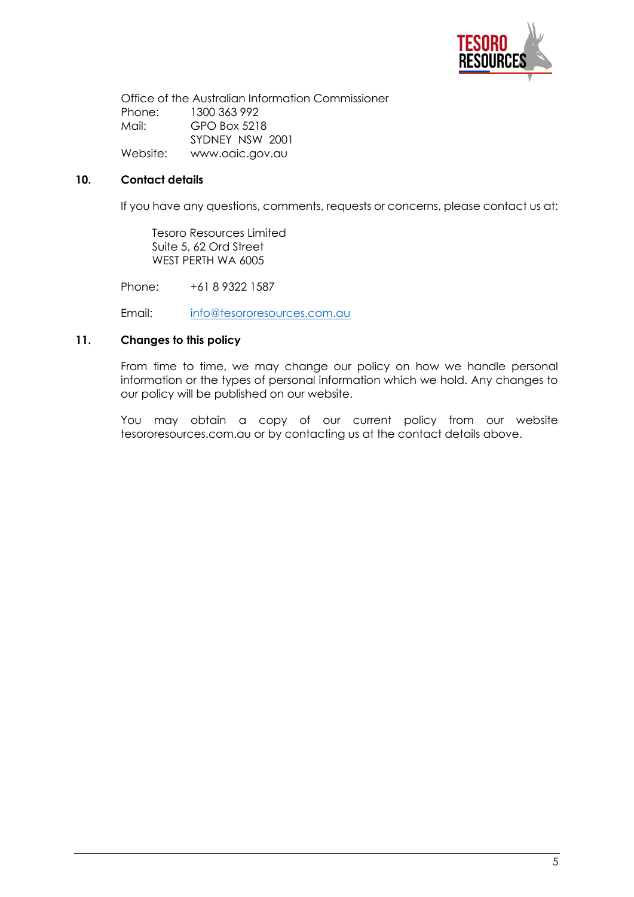Office of the Australian Information Commissioner
Phone: 1300 363 992
Mail: GPO Box 5218
SYDNEY NSW 2001
Website: www.oaic.gov.au

## 10. Contact details

If you have any questions, comments, requests or concerns, please contact us at:

Tesoro Resources Limited
Suite 5, 62 Ord Street
WEST PERTH WA 6005

Phone: +61 8 9322 1587

Email: info@tesororesources.com.au

## 11. Changes to this policy

From time to time, we may change our policy on how we handle personal information or the types of personal information which we hold. Any changes to our policy will be published on our website.

You may obtain a copy of our current policy from our website tesororesources.com.au or by contacting us at the contact details above.